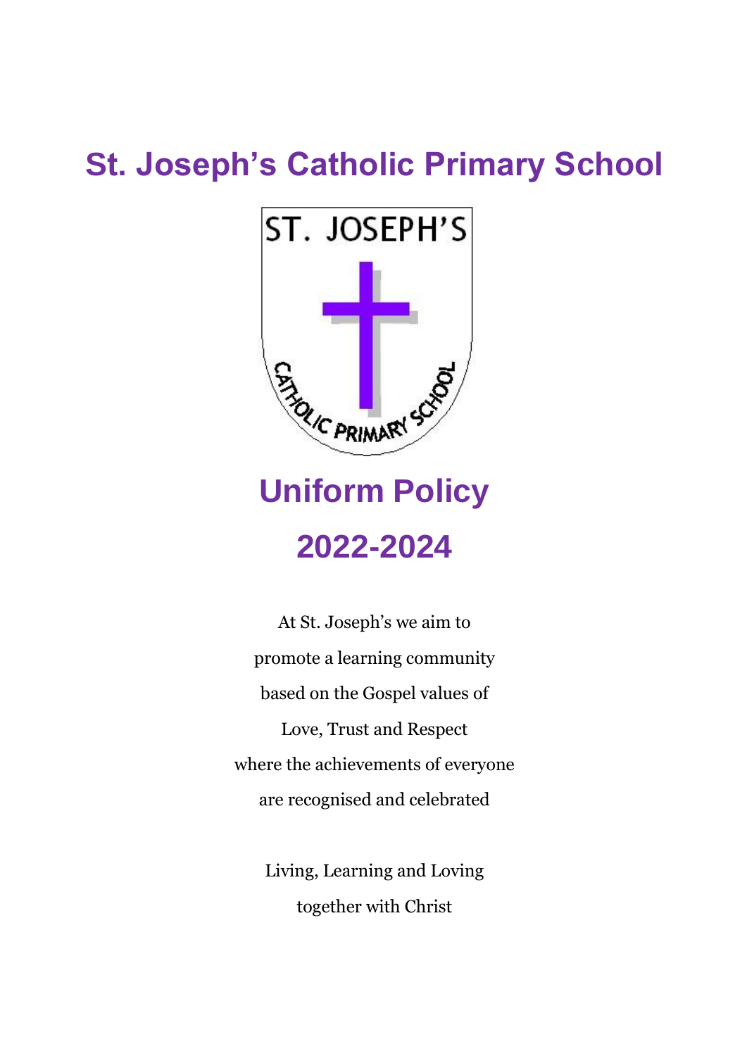# St. Joseph's Catholic Primary School

# Uniform Policy

# 2022-2024

At St. Joseph's we aim to
promote a learning community
based on the Gospel values of
Love, Trust and Respect
where the achievements of everyone
are recognised and celebrated

Living, Learning and Loving
together with Christ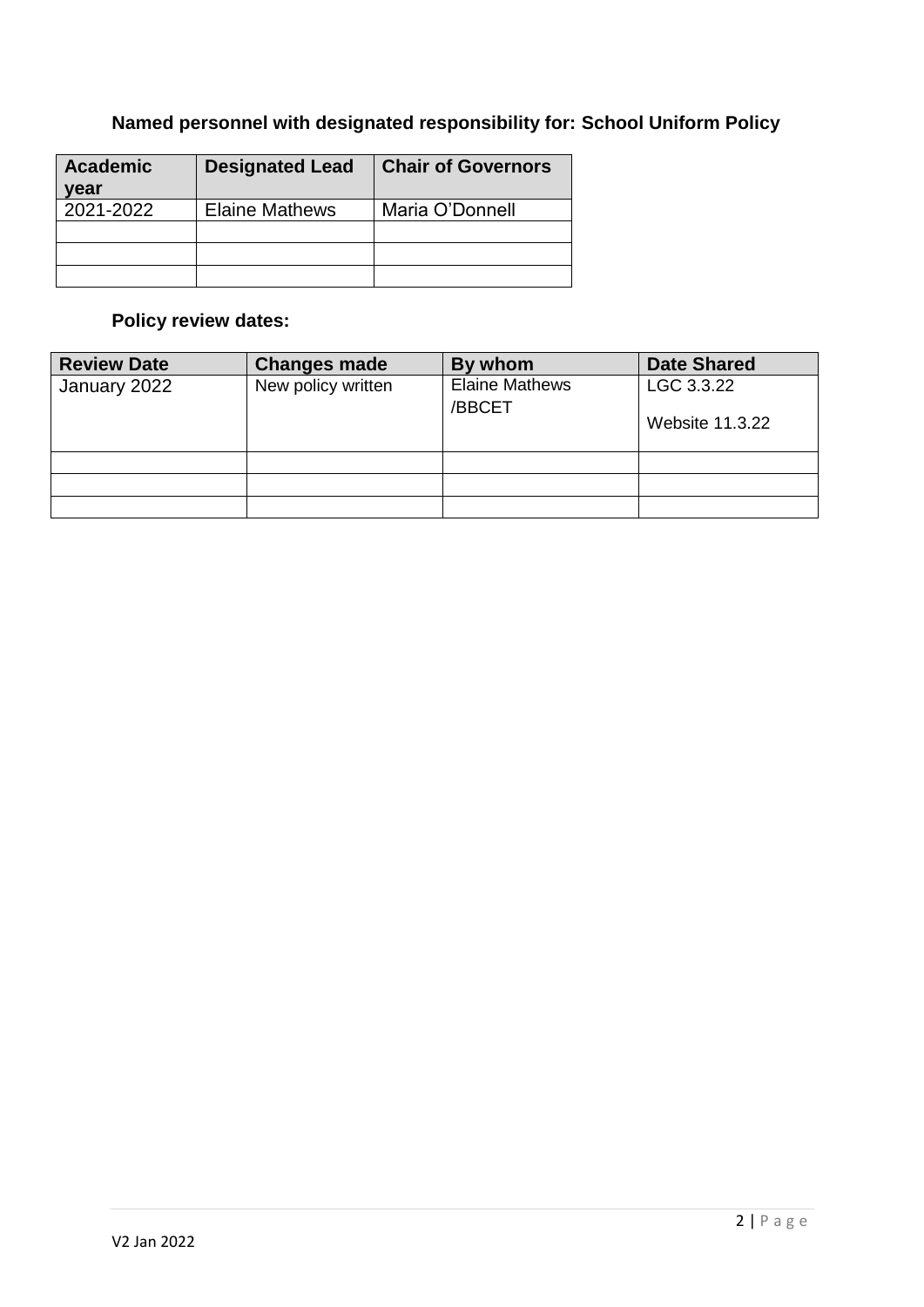**Named personnel with designated responsibility for: School Uniform Policy**

| Academic year | Designated Lead | Chair of Governors |
|---|---|---|
| 2021-2022 | Elaine Mathews | Maria O'Donnell |
| | | |
| | | |
| | | |

**Policy review dates:**

| Review Date | Changes made | By whom | Date Shared |
|---|---|---|---|
| January 2022 | New policy written | Elaine Mathews /BBCET | LGC 3.3.22<br><br>Website 11.3.22 |
| | | | |
| | | | |
| | | | |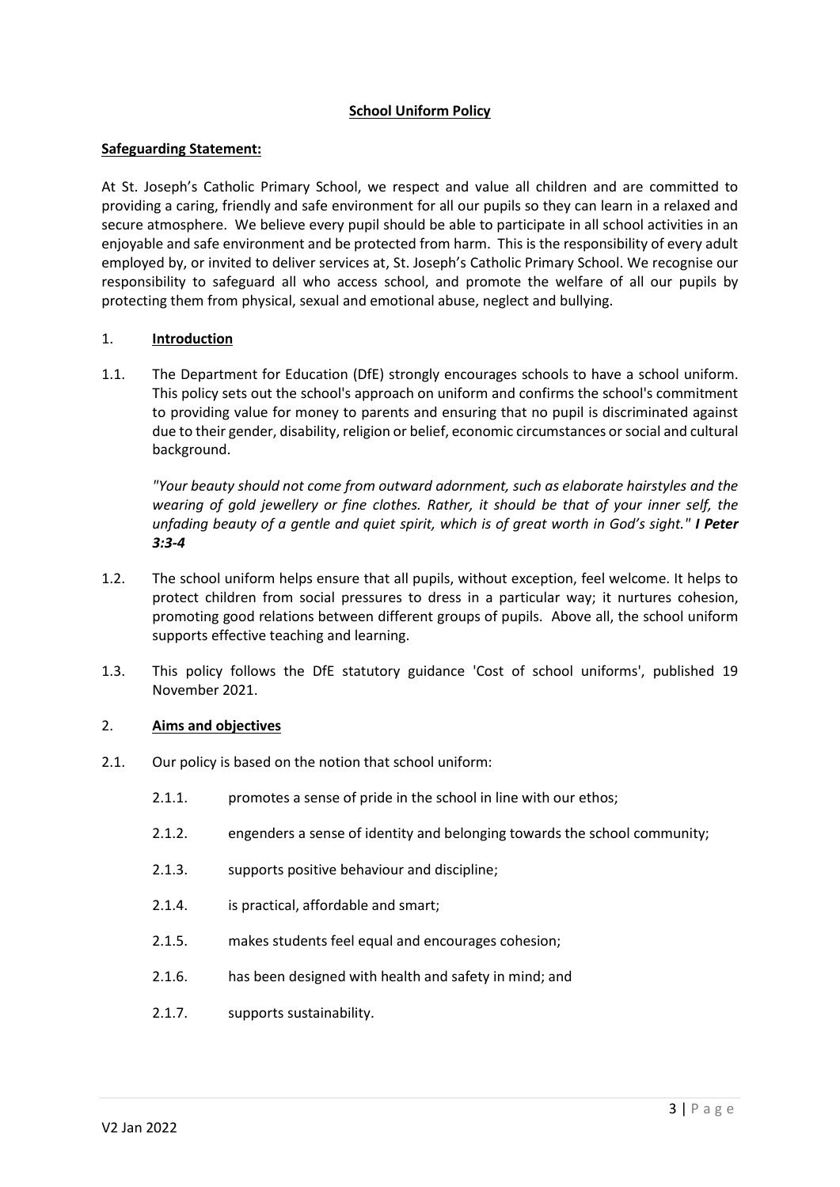# School Uniform Policy

## Safeguarding Statement:

At St. Joseph's Catholic Primary School, we respect and value all children and are committed to providing a caring, friendly and safe environment for all our pupils so they can learn in a relaxed and secure atmosphere. We believe every pupil should be able to participate in all school activities in an enjoyable and safe environment and be protected from harm. This is the responsibility of every adult employed by, or invited to deliver services at, St. Joseph's Catholic Primary School. We recognise our responsibility to safeguard all who access school, and promote the welfare of all our pupils by protecting them from physical, sexual and emotional abuse, neglect and bullying.

## 1. Introduction

1.1. The Department for Education (DfE) strongly encourages schools to have a school uniform. This policy sets out the school's approach on uniform and confirms the school's commitment to providing value for money to parents and ensuring that no pupil is discriminated against due to their gender, disability, religion or belief, economic circumstances or social and cultural background.

*"Your beauty should not come from outward adornment, such as elaborate hairstyles and the wearing of gold jewellery or fine clothes. Rather, it should be that of your inner self, the unfading beauty of a gentle and quiet spirit, which is of great worth in God's sight."* ***I Peter 3:3-4***

1.2. The school uniform helps ensure that all pupils, without exception, feel welcome. It helps to protect children from social pressures to dress in a particular way; it nurtures cohesion, promoting good relations between different groups of pupils. Above all, the school uniform supports effective teaching and learning.

1.3. This policy follows the DfE statutory guidance 'Cost of school uniforms', published 19 November 2021.

## 2. Aims and objectives

2.1. Our policy is based on the notion that school uniform:

- 2.1.1. promotes a sense of pride in the school in line with our ethos;
- 2.1.2. engenders a sense of identity and belonging towards the school community;
- 2.1.3. supports positive behaviour and discipline;
- 2.1.4. is practical, affordable and smart;
- 2.1.5. makes students feel equal and encourages cohesion;
- 2.1.6. has been designed with health and safety in mind; and
- 2.1.7. supports sustainability.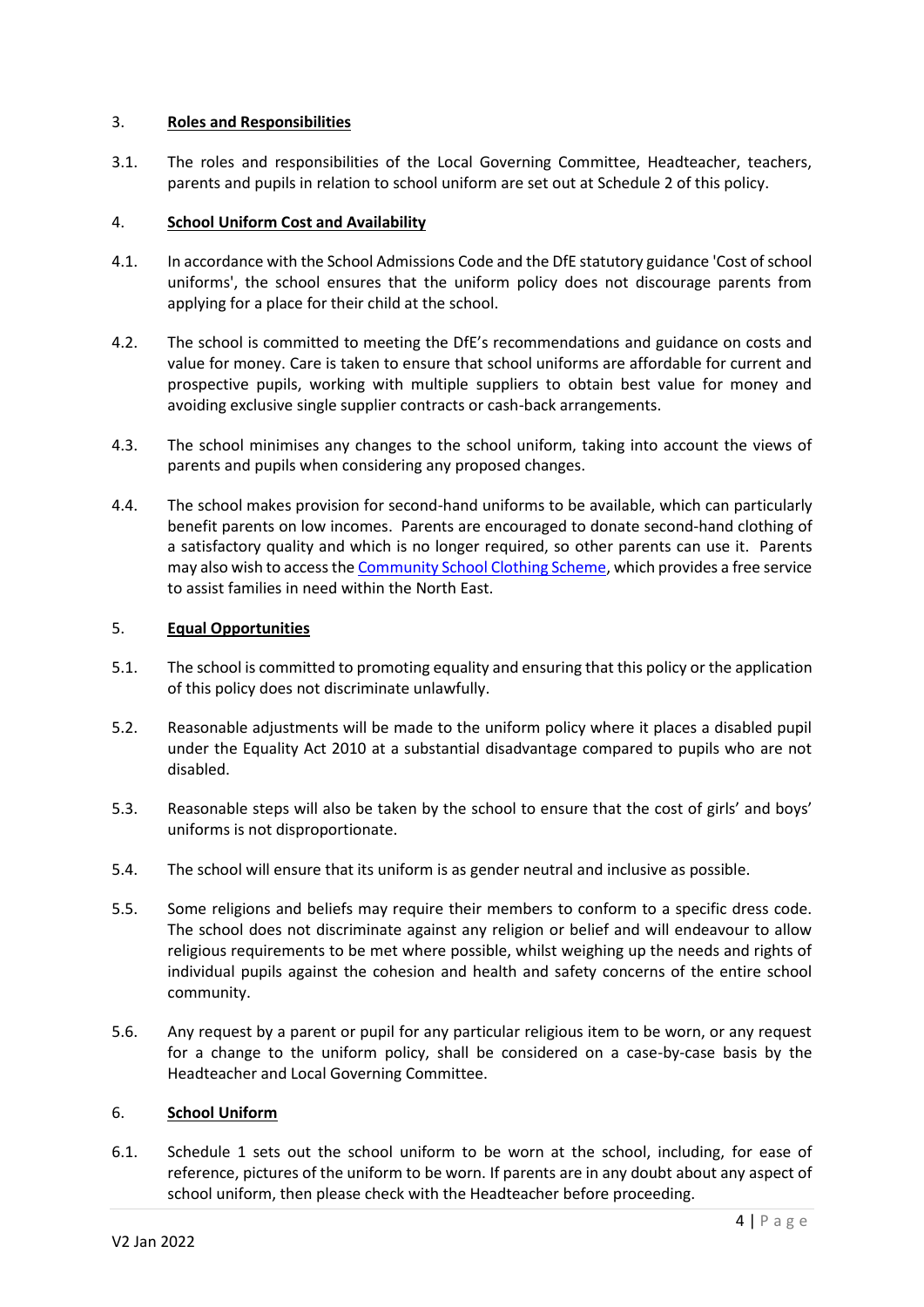## 3. **Roles and Responsibilities**

3.1. The roles and responsibilities of the Local Governing Committee, Headteacher, teachers, parents and pupils in relation to school uniform are set out at Schedule 2 of this policy.

## 4. **School Uniform Cost and Availability**

4.1. In accordance with the School Admissions Code and the DfE statutory guidance 'Cost of school uniforms', the school ensures that the uniform policy does not discourage parents from applying for a place for their child at the school.

4.2. The school is committed to meeting the DfE's recommendations and guidance on costs and value for money. Care is taken to ensure that school uniforms are affordable for current and prospective pupils, working with multiple suppliers to obtain best value for money and avoiding exclusive single supplier contracts or cash-back arrangements.

4.3. The school minimises any changes to the school uniform, taking into account the views of parents and pupils when considering any proposed changes.

4.4. The school makes provision for second-hand uniforms to be available, which can particularly benefit parents on low incomes. Parents are encouraged to donate second-hand clothing of a satisfactory quality and which is no longer required, so other parents can use it. Parents may also wish to access the Community School Clothing Scheme, which provides a free service to assist families in need within the North East.

## 5. **Equal Opportunities**

5.1. The school is committed to promoting equality and ensuring that this policy or the application of this policy does not discriminate unlawfully.

5.2. Reasonable adjustments will be made to the uniform policy where it places a disabled pupil under the Equality Act 2010 at a substantial disadvantage compared to pupils who are not disabled.

5.3. Reasonable steps will also be taken by the school to ensure that the cost of girls' and boys' uniforms is not disproportionate.

5.4. The school will ensure that its uniform is as gender neutral and inclusive as possible.

5.5. Some religions and beliefs may require their members to conform to a specific dress code. The school does not discriminate against any religion or belief and will endeavour to allow religious requirements to be met where possible, whilst weighing up the needs and rights of individual pupils against the cohesion and health and safety concerns of the entire school community.

5.6. Any request by a parent or pupil for any particular religious item to be worn, or any request for a change to the uniform policy, shall be considered on a case-by-case basis by the Headteacher and Local Governing Committee.

## 6. **School Uniform**

6.1. Schedule 1 sets out the school uniform to be worn at the school, including, for ease of reference, pictures of the uniform to be worn. If parents are in any doubt about any aspect of school uniform, then please check with the Headteacher before proceeding.

V2 Jan 2022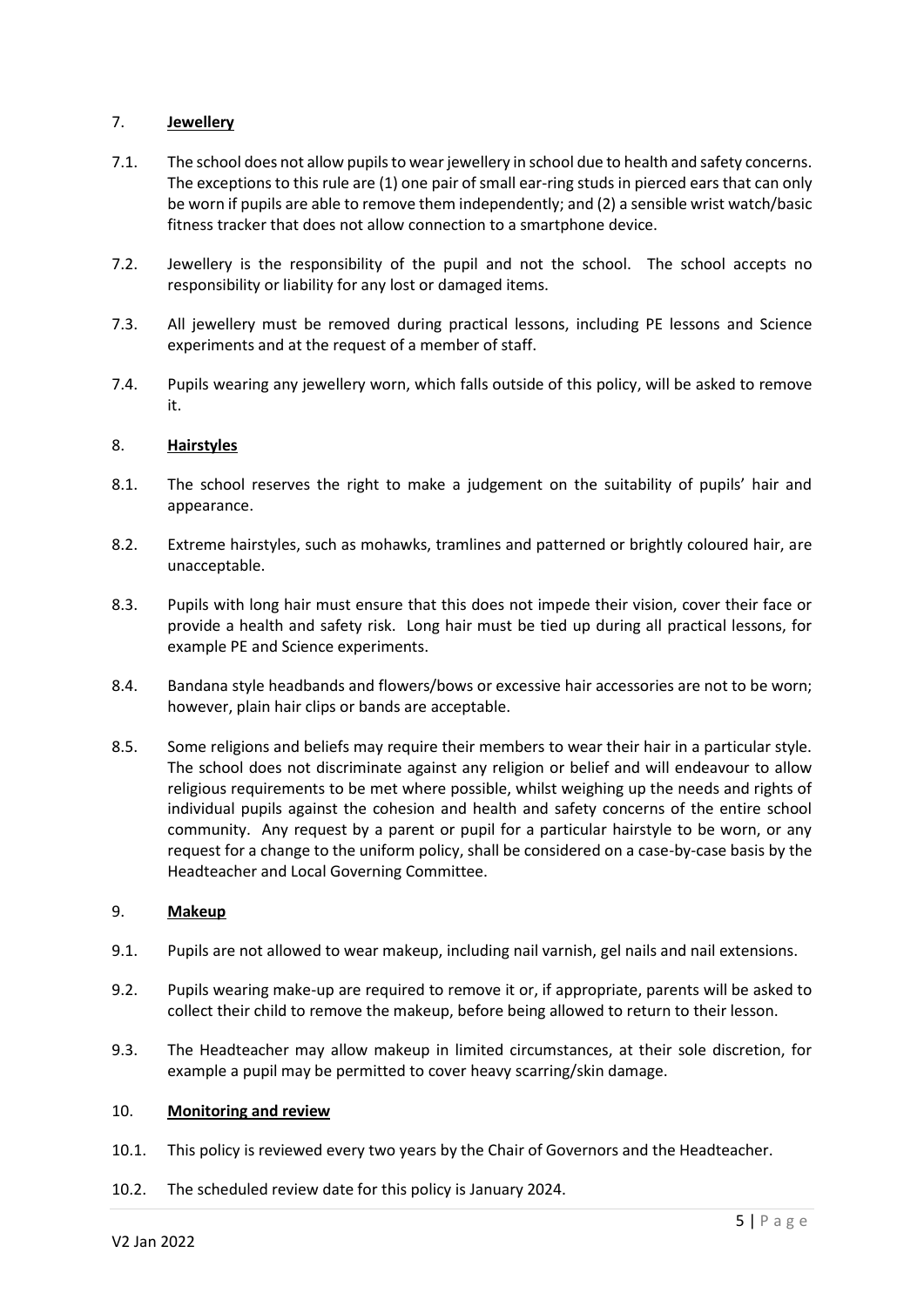## 7. Jewellery

7.1. The school does not allow pupils to wear jewellery in school due to health and safety concerns. The exceptions to this rule are (1) one pair of small ear-ring studs in pierced ears that can only be worn if pupils are able to remove them independently; and (2) a sensible wrist watch/basic fitness tracker that does not allow connection to a smartphone device.

7.2. Jewellery is the responsibility of the pupil and not the school. The school accepts no responsibility or liability for any lost or damaged items.

7.3. All jewellery must be removed during practical lessons, including PE lessons and Science experiments and at the request of a member of staff.

7.4. Pupils wearing any jewellery worn, which falls outside of this policy, will be asked to remove it.

## 8. Hairstyles

8.1. The school reserves the right to make a judgement on the suitability of pupils' hair and appearance.

8.2. Extreme hairstyles, such as mohawks, tramlines and patterned or brightly coloured hair, are unacceptable.

8.3. Pupils with long hair must ensure that this does not impede their vision, cover their face or provide a health and safety risk. Long hair must be tied up during all practical lessons, for example PE and Science experiments.

8.4. Bandana style headbands and flowers/bows or excessive hair accessories are not to be worn; however, plain hair clips or bands are acceptable.

8.5. Some religions and beliefs may require their members to wear their hair in a particular style. The school does not discriminate against any religion or belief and will endeavour to allow religious requirements to be met where possible, whilst weighing up the needs and rights of individual pupils against the cohesion and health and safety concerns of the entire school community. Any request by a parent or pupil for a particular hairstyle to be worn, or any request for a change to the uniform policy, shall be considered on a case-by-case basis by the Headteacher and Local Governing Committee.

## 9. Makeup

9.1. Pupils are not allowed to wear makeup, including nail varnish, gel nails and nail extensions.

9.2. Pupils wearing make-up are required to remove it or, if appropriate, parents will be asked to collect their child to remove the makeup, before being allowed to return to their lesson.

9.3. The Headteacher may allow makeup in limited circumstances, at their sole discretion, for example a pupil may be permitted to cover heavy scarring/skin damage.

## 10. Monitoring and review

10.1. This policy is reviewed every two years by the Chair of Governors and the Headteacher.

10.2. The scheduled review date for this policy is January 2024.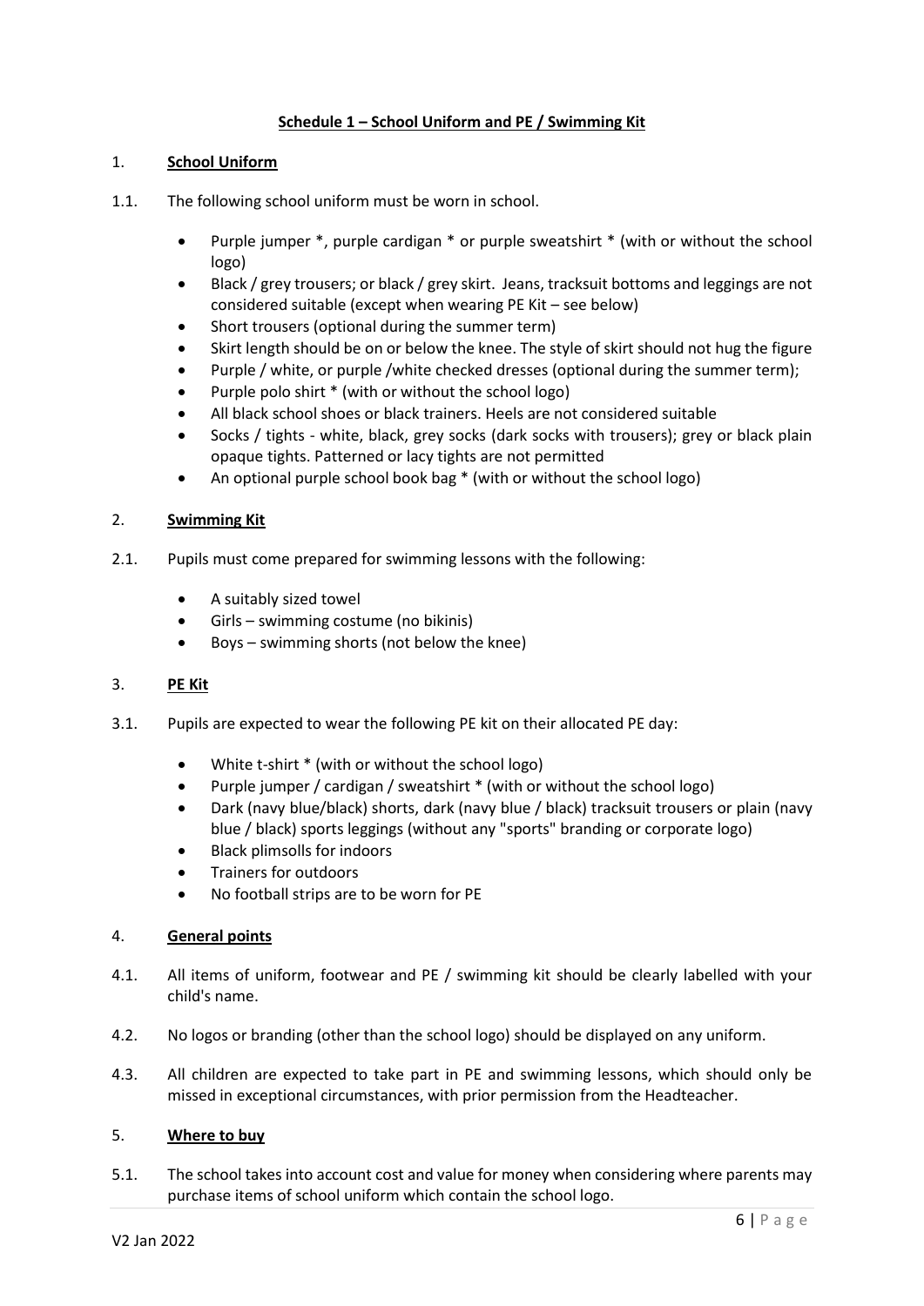## Schedule 1 – School Uniform and PE / Swimming Kit

### 1. School Uniform

1.1. The following school uniform must be worn in school.

- Purple jumper *, purple cardigan * or purple sweatshirt * (with or without the school logo)
- Black / grey trousers; or black / grey skirt. Jeans, tracksuit bottoms and leggings are not considered suitable (except when wearing PE Kit – see below)
- Short trousers (optional during the summer term)
- Skirt length should be on or below the knee. The style of skirt should not hug the figure
- Purple / white, or purple /white checked dresses (optional during the summer term);
- Purple polo shirt * (with or without the school logo)
- All black school shoes or black trainers. Heels are not considered suitable
- Socks / tights - white, black, grey socks (dark socks with trousers); grey or black plain opaque tights. Patterned or lacy tights are not permitted
- An optional purple school book bag * (with or without the school logo)

### 2. Swimming Kit

2.1. Pupils must come prepared for swimming lessons with the following:

- A suitably sized towel
- Girls – swimming costume (no bikinis)
- Boys – swimming shorts (not below the knee)

### 3. PE Kit

3.1. Pupils are expected to wear the following PE kit on their allocated PE day:

- White t-shirt * (with or without the school logo)
- Purple jumper / cardigan / sweatshirt * (with or without the school logo)
- Dark (navy blue/black) shorts, dark (navy blue / black) tracksuit trousers or plain (navy blue / black) sports leggings (without any "sports" branding or corporate logo)
- Black plimsolls for indoors
- Trainers for outdoors
- No football strips are to be worn for PE

### 4. General points

4.1. All items of uniform, footwear and PE / swimming kit should be clearly labelled with your child's name.

4.2. No logos or branding (other than the school logo) should be displayed on any uniform.

4.3. All children are expected to take part in PE and swimming lessons, which should only be missed in exceptional circumstances, with prior permission from the Headteacher.

### 5. Where to buy

5.1. The school takes into account cost and value for money when considering where parents may purchase items of school uniform which contain the school logo.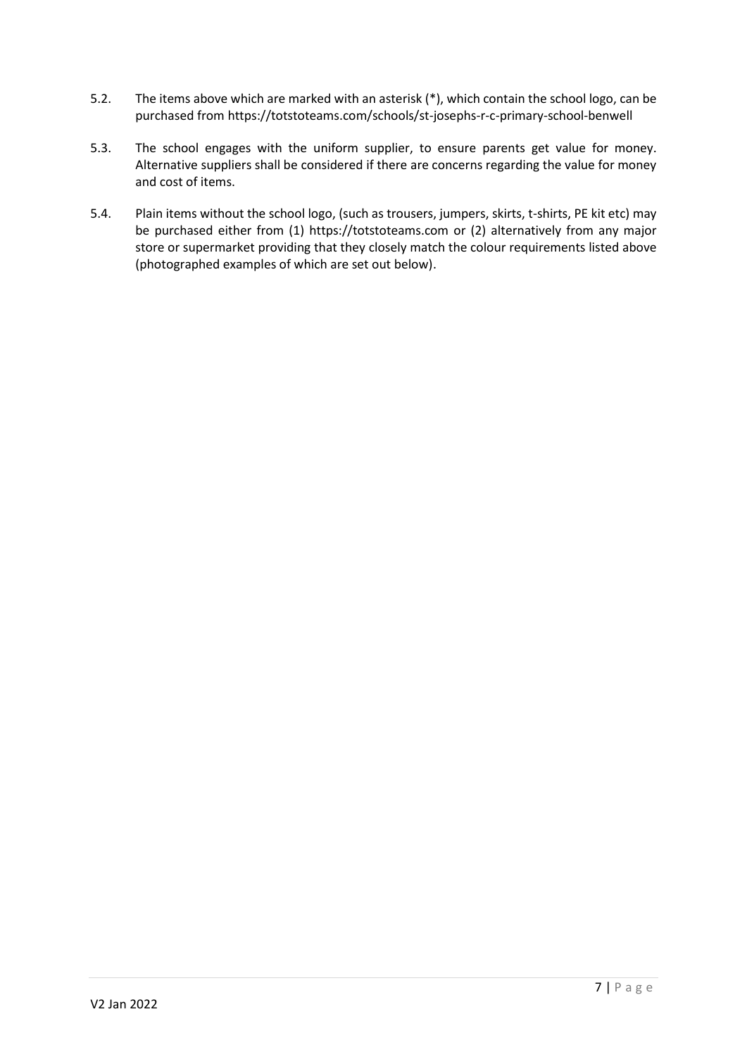5.2. The items above which are marked with an asterisk (*), which contain the school logo, can be purchased from https://totstoteams.com/schools/st-josephs-r-c-primary-school-benwell

5.3. The school engages with the uniform supplier, to ensure parents get value for money. Alternative suppliers shall be considered if there are concerns regarding the value for money and cost of items.

5.4. Plain items without the school logo, (such as trousers, jumpers, skirts, t-shirts, PE kit etc) may be purchased either from (1) https://totstoteams.com or (2) alternatively from any major store or supermarket providing that they closely match the colour requirements listed above (photographed examples of which are set out below).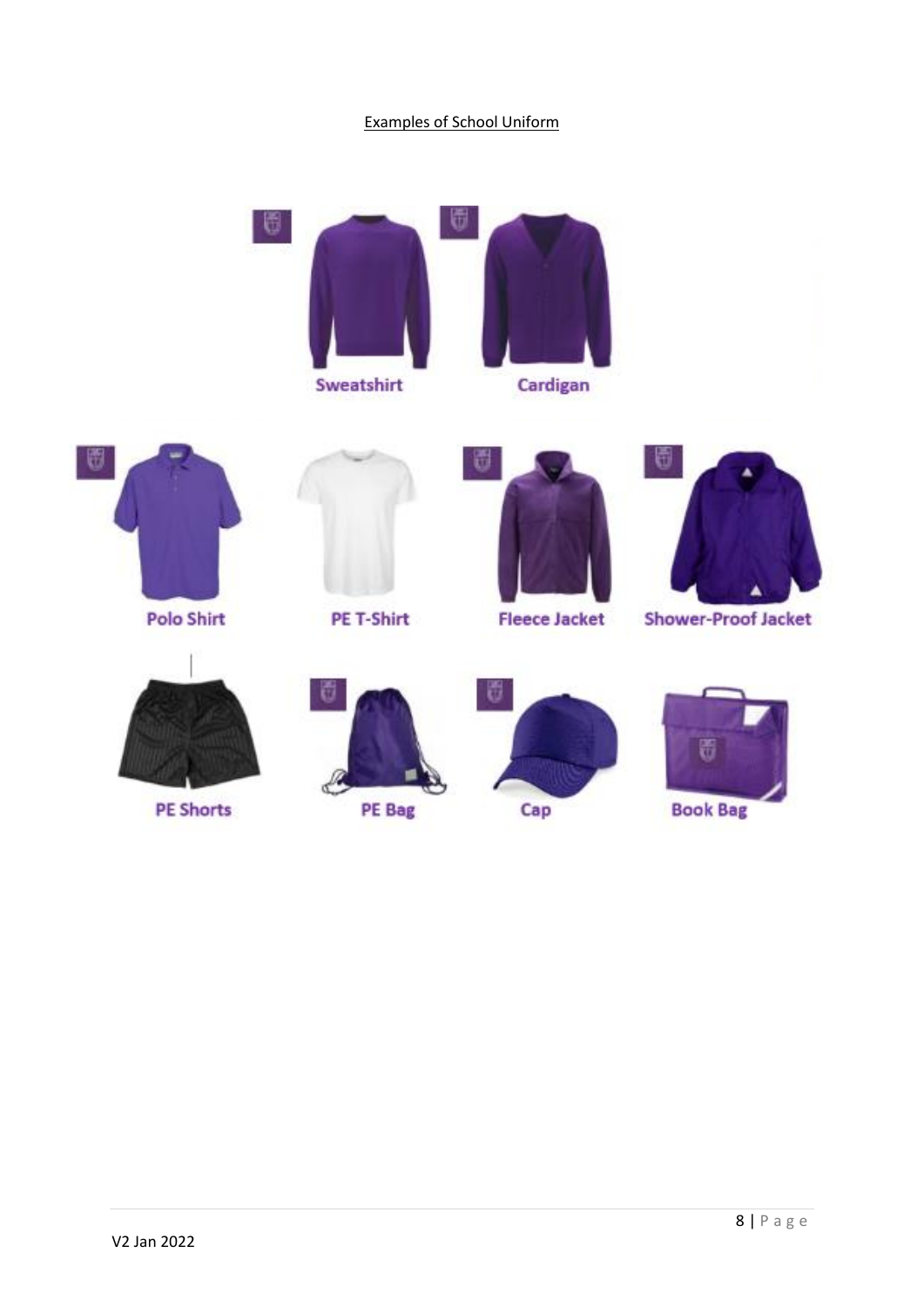## Examples of School Uniform

Sweatshirt

Cardigan

Polo Shirt

PE T-Shirt

Fleece Jacket

Shower-Proof Jacket

PE Shorts

PE Bag

Cap

Book Bag

V2 Jan 2022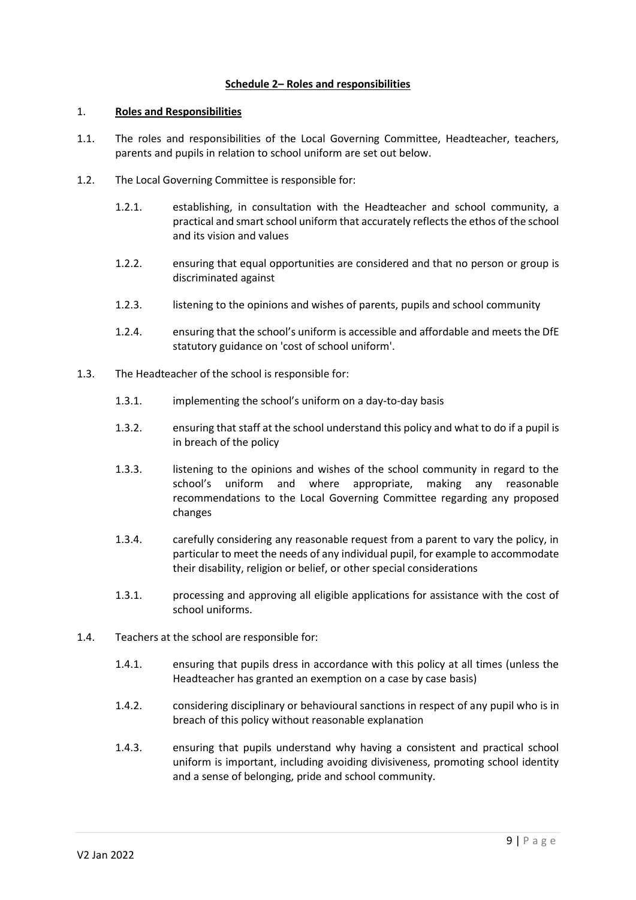## **Schedule 2– Roles and responsibilities**

### 1. **Roles and Responsibilities**

1.1. The roles and responsibilities of the Local Governing Committee, Headteacher, teachers, parents and pupils in relation to school uniform are set out below.

1.2. The Local Governing Committee is responsible for:

1.2.1. establishing, in consultation with the Headteacher and school community, a practical and smart school uniform that accurately reflects the ethos of the school and its vision and values

1.2.2. ensuring that equal opportunities are considered and that no person or group is discriminated against

1.2.3. listening to the opinions and wishes of parents, pupils and school community

1.2.4. ensuring that the school's uniform is accessible and affordable and meets the DfE statutory guidance on 'cost of school uniform'.

1.3. The Headteacher of the school is responsible for:

1.3.1. implementing the school's uniform on a day-to-day basis

1.3.2. ensuring that staff at the school understand this policy and what to do if a pupil is in breach of the policy

1.3.3. listening to the opinions and wishes of the school community in regard to the school's uniform and where appropriate, making any reasonable recommendations to the Local Governing Committee regarding any proposed changes

1.3.4. carefully considering any reasonable request from a parent to vary the policy, in particular to meet the needs of any individual pupil, for example to accommodate their disability, religion or belief, or other special considerations

1.3.1. processing and approving all eligible applications for assistance with the cost of school uniforms.

1.4. Teachers at the school are responsible for:

1.4.1. ensuring that pupils dress in accordance with this policy at all times (unless the Headteacher has granted an exemption on a case by case basis)

1.4.2. considering disciplinary or behavioural sanctions in respect of any pupil who is in breach of this policy without reasonable explanation

1.4.3. ensuring that pupils understand why having a consistent and practical school uniform is important, including avoiding divisiveness, promoting school identity and a sense of belonging, pride and school community.

V2 Jan 2022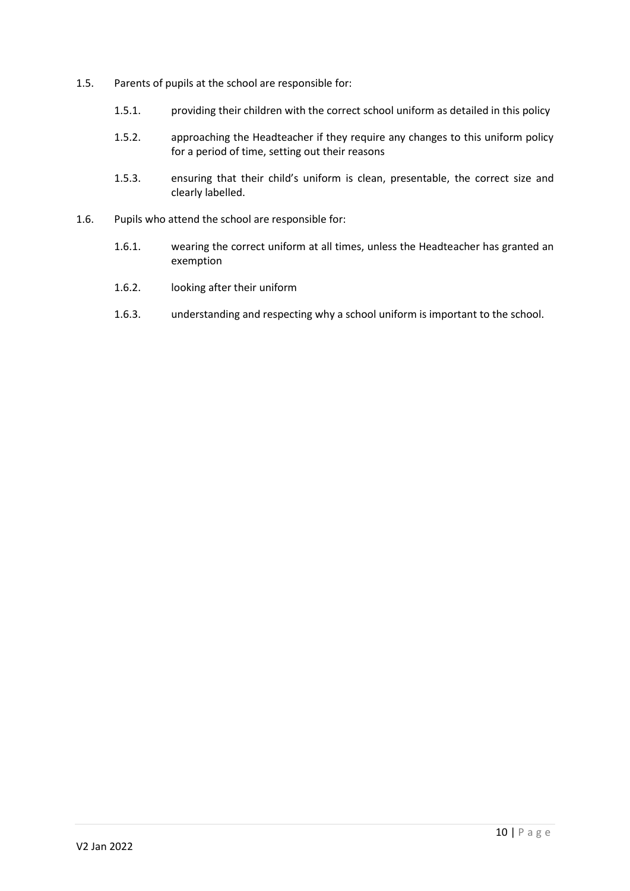1.5. Parents of pupils at the school are responsible for:

  1.5.1. providing their children with the correct school uniform as detailed in this policy

  1.5.2. approaching the Headteacher if they require any changes to this uniform policy for a period of time, setting out their reasons

  1.5.3. ensuring that their child's uniform is clean, presentable, the correct size and clearly labelled.

1.6. Pupils who attend the school are responsible for:

  1.6.1. wearing the correct uniform at all times, unless the Headteacher has granted an exemption

  1.6.2. looking after their uniform

  1.6.3. understanding and respecting why a school uniform is important to the school.